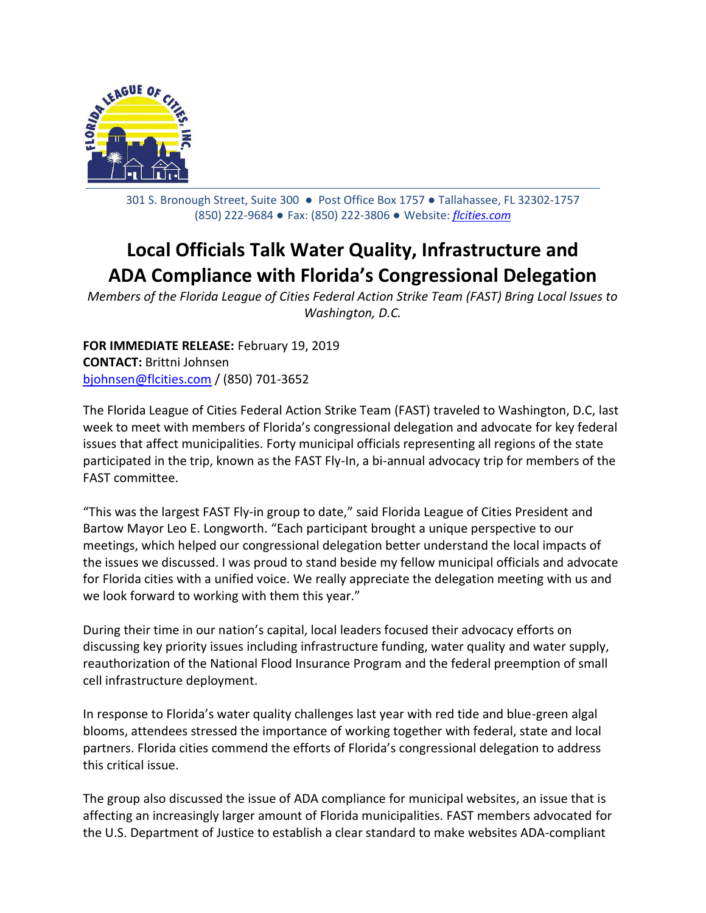301 S. Bronough Street, Suite 300 ● Post Office Box 1757 ● Tallahassee, FL 32302-1757
(850) 222-9684 ● Fax: (850) 222-3806 ● Website: *flcities.com*

# Local Officials Talk Water Quality, Infrastructure and ADA Compliance with Florida's Congressional Delegation

*Members of the Florida League of Cities Federal Action Strike Team (FAST) Bring Local Issues to Washington, D.C.*

**FOR IMMEDIATE RELEASE:** February 19, 2019
**CONTACT:** Brittni Johnsen
bjohnsen@flcities.com / (850) 701-3652

The Florida League of Cities Federal Action Strike Team (FAST) traveled to Washington, D.C, last week to meet with members of Florida's congressional delegation and advocate for key federal issues that affect municipalities. Forty municipal officials representing all regions of the state participated in the trip, known as the FAST Fly-In, a bi-annual advocacy trip for members of the FAST committee.

"This was the largest FAST Fly-in group to date," said Florida League of Cities President and Bartow Mayor Leo E. Longworth. "Each participant brought a unique perspective to our meetings, which helped our congressional delegation better understand the local impacts of the issues we discussed. I was proud to stand beside my fellow municipal officials and advocate for Florida cities with a unified voice. We really appreciate the delegation meeting with us and we look forward to working with them this year."

During their time in our nation's capital, local leaders focused their advocacy efforts on discussing key priority issues including infrastructure funding, water quality and water supply, reauthorization of the National Flood Insurance Program and the federal preemption of small cell infrastructure deployment.

In response to Florida's water quality challenges last year with red tide and blue-green algal blooms, attendees stressed the importance of working together with federal, state and local partners. Florida cities commend the efforts of Florida's congressional delegation to address this critical issue.

The group also discussed the issue of ADA compliance for municipal websites, an issue that is affecting an increasingly larger amount of Florida municipalities. FAST members advocated for the U.S. Department of Justice to establish a clear standard to make websites ADA-compliant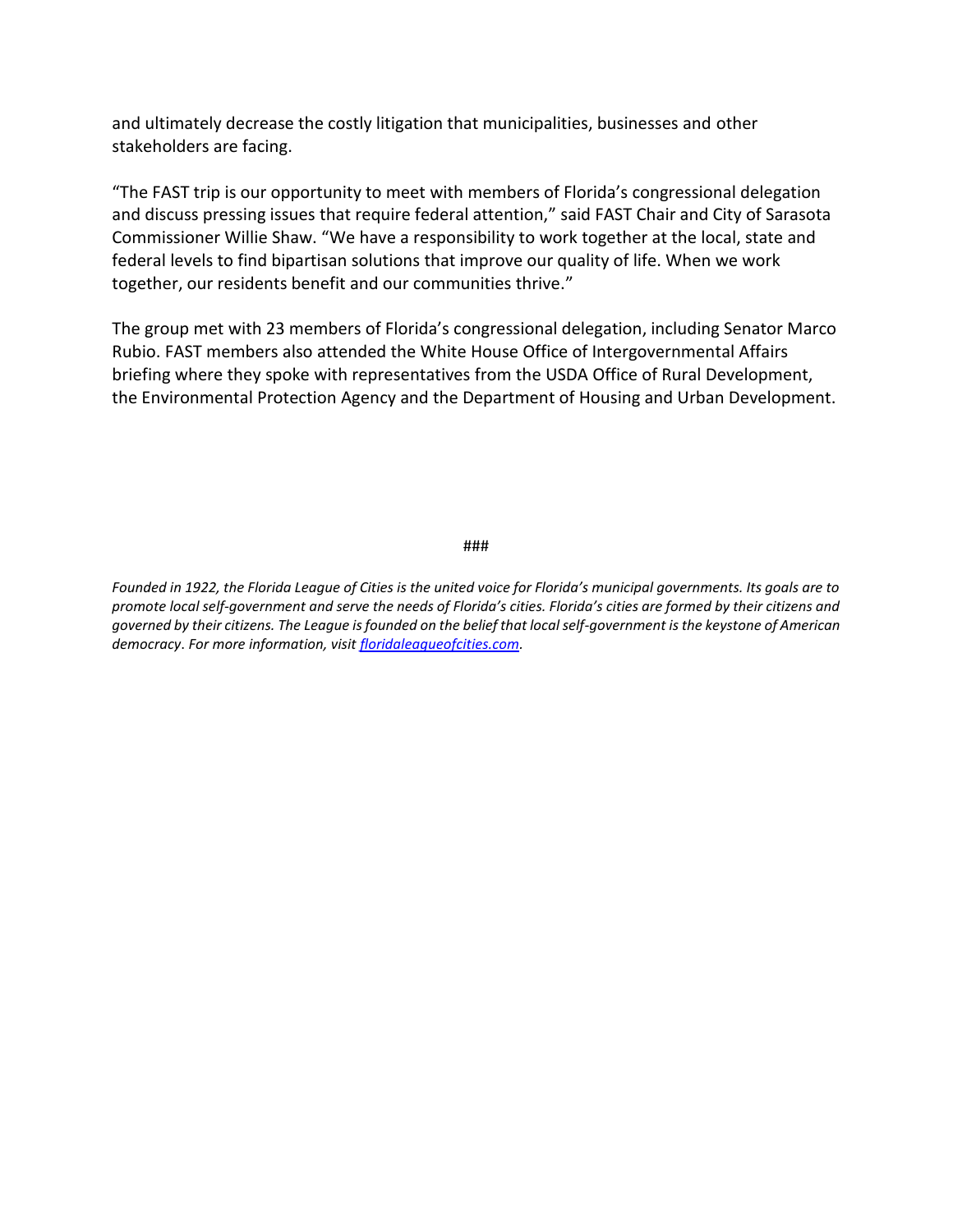and ultimately decrease the costly litigation that municipalities, businesses and other stakeholders are facing.

"The FAST trip is our opportunity to meet with members of Florida's congressional delegation and discuss pressing issues that require federal attention," said FAST Chair and City of Sarasota Commissioner Willie Shaw. "We have a responsibility to work together at the local, state and federal levels to find bipartisan solutions that improve our quality of life. When we work together, our residents benefit and our communities thrive."

The group met with 23 members of Florida's congressional delegation, including Senator Marco Rubio. FAST members also attended the White House Office of Intergovernmental Affairs briefing where they spoke with representatives from the USDA Office of Rural Development, the Environmental Protection Agency and the Department of Housing and Urban Development.

###

*Founded in 1922, the Florida League of Cities is the united voice for Florida's municipal governments. Its goals are to promote local self-government and serve the needs of Florida's cities. Florida's cities are formed by their citizens and governed by their citizens. The League is founded on the belief that local self-government is the keystone of American democracy. For more information, visit [floridaleagueofcities.com](floridaleagueofcities.com).*